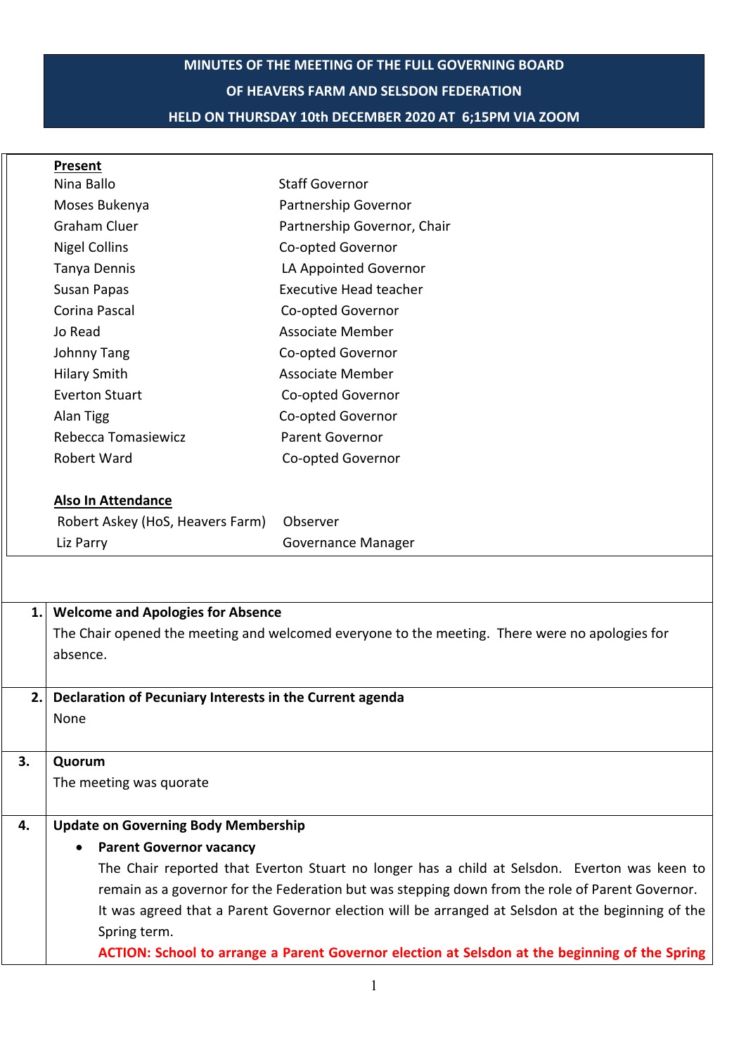**MINUTES OF THE MEETING OF THE FULL GOVERNING BOARD**

**OF HEAVERS FARM AND SELSDON FEDERATION**

**HELD ON THURSDAY 10th DECEMBER 2020 AT 6;15PM VIA ZOOM**

**Present**

| | |
|---|---|
| Nina Ballo | Staff Governor |
| Moses Bukenya | Partnership Governor |
| Graham Cluer | Partnership Governor, Chair |
| Nigel Collins | Co-opted Governor |
| Tanya Dennis | LA Appointed Governor |
| Susan Papas | Executive Head teacher |
| Corina Pascal | Co-opted Governor |
| Jo Read | Associate Member |
| Johnny Tang | Co-opted Governor |
| Hilary Smith | Associate Member |
| Everton Stuart | Co-opted Governor |
| Alan Tigg | Co-opted Governor |
| Rebecca Tomasiewicz | Parent Governor |
| Robert Ward | Co-opted Governor |

**Also In Attendance**

| | |
|---|---|
| Robert Askey (HoS, Heavers Farm) | Observer |
| Liz Parry | Governance Manager |

**1. Welcome and Apologies for Absence**

The Chair opened the meeting and welcomed everyone to the meeting. There were no apologies for absence.

**2. Declaration of Pecuniary Interests in the Current agenda**

None

**3. Quorum**

The meeting was quorate

**4. Update on Governing Body Membership**

- **Parent Governor vacancy**

  The Chair reported that Everton Stuart no longer has a child at Selsdon. Everton was keen to remain as a governor for the Federation but was stepping down from the role of Parent Governor. It was agreed that a Parent Governor election will be arranged at Selsdon at the beginning of the Spring term.

  **ACTION: School to arrange a Parent Governor election at Selsdon at the beginning of the Spring**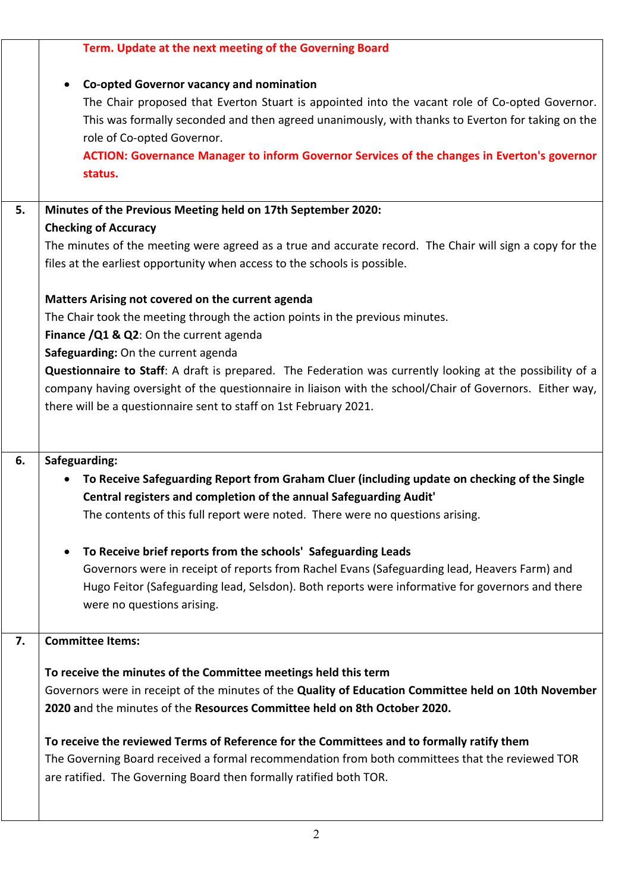| | |
|---|---|
| | **Term. Update at the next meeting of the Governing Board**<br><br>- **Co-opted Governor vacancy and nomination**<br>The Chair proposed that Everton Stuart is appointed into the vacant role of Co-opted Governor. This was formally seconded and then agreed unanimously, with thanks to Everton for taking on the role of Co-opted Governor.<br>**ACTION: Governance Manager to inform Governor Services of the changes in Everton's governor status.** |
| **5.** | **Minutes of the Previous Meeting held on 17th September 2020:**<br>**Checking of Accuracy**<br>The minutes of the meeting were agreed as a true and accurate record. The Chair will sign a copy for the files at the earliest opportunity when access to the schools is possible.<br><br>**Matters Arising not covered on the current agenda**<br>The Chair took the meeting through the action points in the previous minutes.<br>**Finance /Q1 & Q2**: On the current agenda<br>**Safeguarding:** On the current agenda<br>**Questionnaire to Staff**: A draft is prepared. The Federation was currently looking at the possibility of a company having oversight of the questionnaire in liaison with the school/Chair of Governors. Either way, there will be a questionnaire sent to staff on 1st February 2021. |
| **6.** | **Safeguarding:**<br>- **To Receive Safeguarding Report from Graham Cluer (including update on checking of the Single Central registers and completion of the annual Safeguarding Audit'**<br>The contents of this full report were noted. There were no questions arising.<br><br>- **To Receive brief reports from the schools' Safeguarding Leads**<br>Governors were in receipt of reports from Rachel Evans (Safeguarding lead, Heavers Farm) and Hugo Feitor (Safeguarding lead, Selsdon). Both reports were informative for governors and there were no questions arising. |
| **7.** | **Committee Items:**<br><br>**To receive the minutes of the Committee meetings held this term**<br>Governors were in receipt of the minutes of the **Quality of Education Committee held on 10th November 2020 a**nd the minutes of the **Resources Committee held on 8th October 2020.**<br><br>**To receive the reviewed Terms of Reference for the Committees and to formally ratify them**<br>The Governing Board received a formal recommendation from both committees that the reviewed TOR are ratified. The Governing Board then formally ratified both TOR. |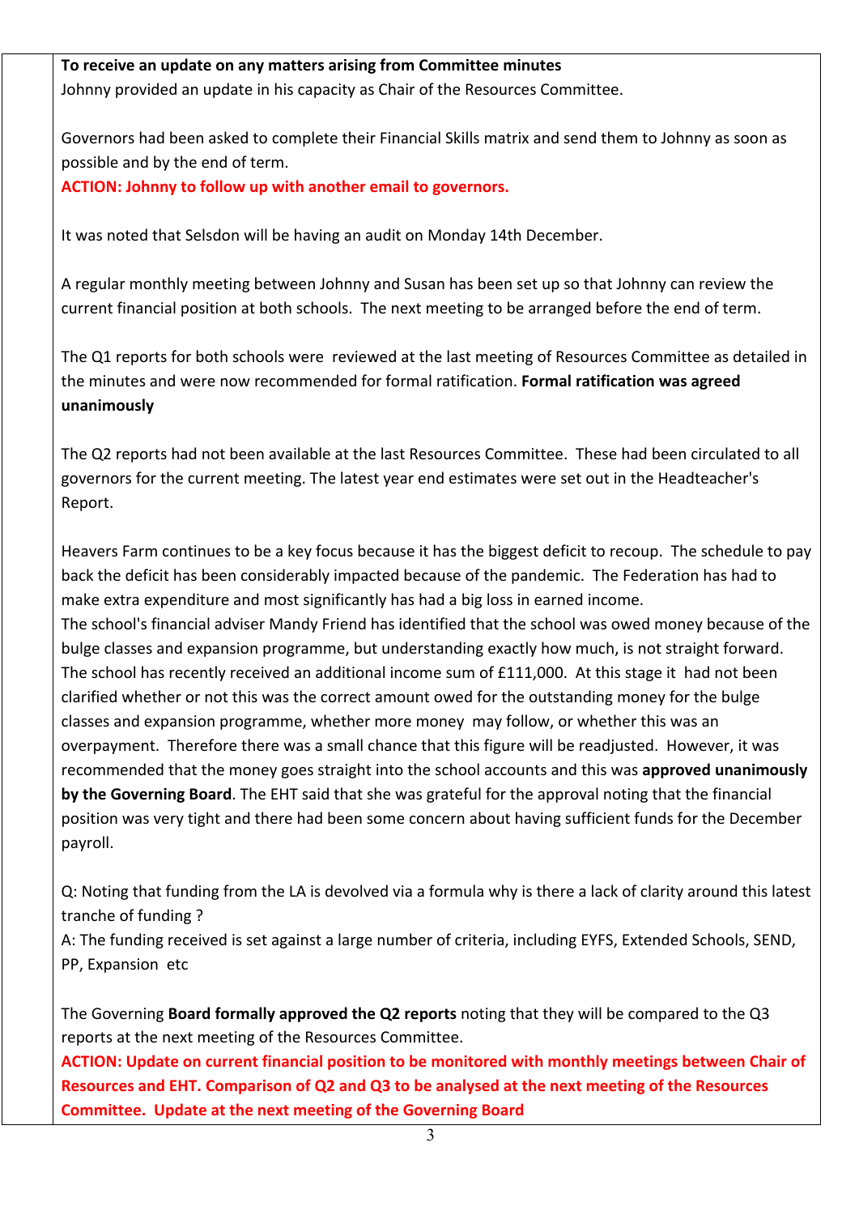**To receive an update on any matters arising from Committee minutes**

Johnny provided an update in his capacity as Chair of the Resources Committee.

Governors had been asked to complete their Financial Skills matrix and send them to Johnny as soon as possible and by the end of term.

**ACTION: Johnny to follow up with another email to governors.**

It was noted that Selsdon will be having an audit on Monday 14th December.

A regular monthly meeting between Johnny and Susan has been set up so that Johnny can review the current financial position at both schools. The next meeting to be arranged before the end of term.

The Q1 reports for both schools were reviewed at the last meeting of Resources Committee as detailed in the minutes and were now recommended for formal ratification. **Formal ratification was agreed unanimously**

The Q2 reports had not been available at the last Resources Committee. These had been circulated to all governors for the current meeting. The latest year end estimates were set out in the Headteacher's Report.

Heavers Farm continues to be a key focus because it has the biggest deficit to recoup. The schedule to pay back the deficit has been considerably impacted because of the pandemic. The Federation has had to make extra expenditure and most significantly has had a big loss in earned income.

The school's financial adviser Mandy Friend has identified that the school was owed money because of the bulge classes and expansion programme, but understanding exactly how much, is not straight forward. The school has recently received an additional income sum of £111,000. At this stage it had not been clarified whether or not this was the correct amount owed for the outstanding money for the bulge classes and expansion programme, whether more money may follow, or whether this was an overpayment. Therefore there was a small chance that this figure will be readjusted. However, it was recommended that the money goes straight into the school accounts and this was **approved unanimously by the Governing Board**. The EHT said that she was grateful for the approval noting that the financial position was very tight and there had been some concern about having sufficient funds for the December payroll.

Q: Noting that funding from the LA is devolved via a formula why is there a lack of clarity around this latest tranche of funding ?

A: The funding received is set against a large number of criteria, including EYFS, Extended Schools, SEND, PP, Expansion etc

The Governing **Board formally approved the Q2 reports** noting that they will be compared to the Q3 reports at the next meeting of the Resources Committee.

**ACTION: Update on current financial position to be monitored with monthly meetings between Chair of Resources and EHT. Comparison of Q2 and Q3 to be analysed at the next meeting of the Resources Committee. Update at the next meeting of the Governing Board**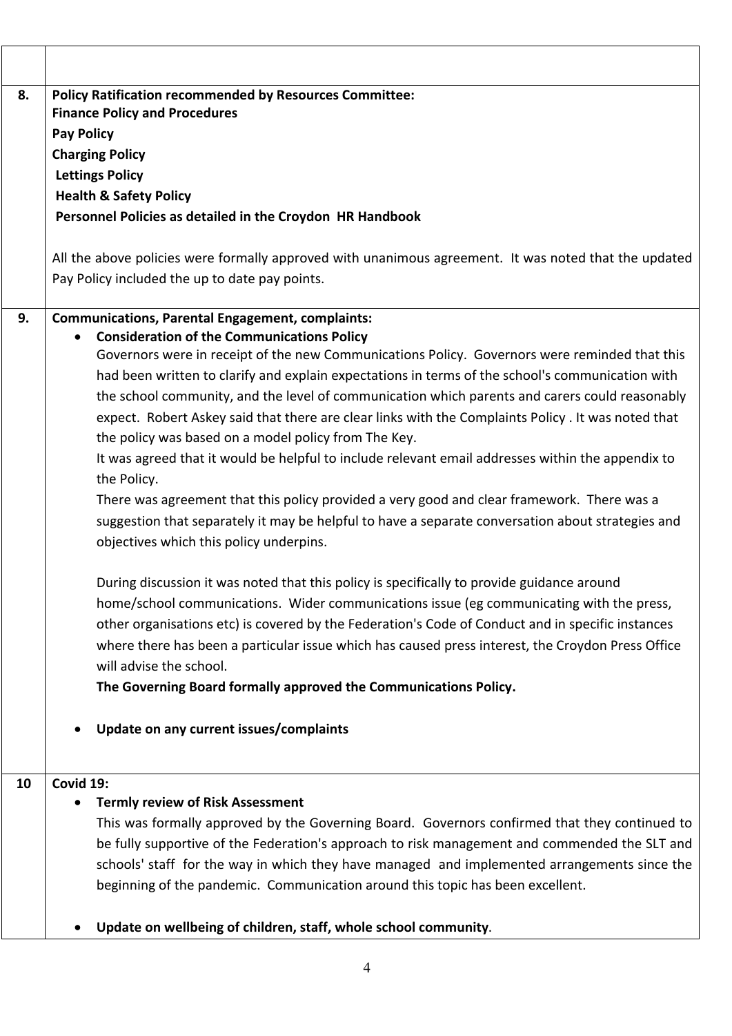| | |
|---|---|
| | |
| 8. | **Policy Ratification recommended by Resources Committee:**<br>**Finance Policy and Procedures**<br>**Pay Policy**<br>**Charging Policy**<br>**Lettings Policy**<br>**Health & Safety Policy**<br>**Personnel Policies as detailed in the Croydon HR Handbook**<br><br>All the above policies were formally approved with unanimous agreement. It was noted that the updated Pay Policy included the up to date pay points. |
| 9. | **Communications, Parental Engagement, complaints:**<br>• **Consideration of the Communications Policy**<br>Governors were in receipt of the new Communications Policy. Governors were reminded that this had been written to clarify and explain expectations in terms of the school's communication with the school community, and the level of communication which parents and carers could reasonably expect. Robert Askey said that there are clear links with the Complaints Policy . It was noted that the policy was based on a model policy from The Key.<br>It was agreed that it would be helpful to include relevant email addresses within the appendix to the Policy.<br>There was agreement that this policy provided a very good and clear framework. There was a suggestion that separately it may be helpful to have a separate conversation about strategies and objectives which this policy underpins.<br><br>During discussion it was noted that this policy is specifically to provide guidance around home/school communications. Wider communications issue (eg communicating with the press, other organisations etc) is covered by the Federation's Code of Conduct and in specific instances where there has been a particular issue which has caused press interest, the Croydon Press Office will advise the school.<br>**The Governing Board formally approved the Communications Policy.**<br><br>• **Update on any current issues/complaints** |
| 10 | **Covid 19:**<br>• **Termly review of Risk Assessment**<br>This was formally approved by the Governing Board. Governors confirmed that they continued to be fully supportive of the Federation's approach to risk management and commended the SLT and schools' staff for the way in which they have managed and implemented arrangements since the beginning of the pandemic. Communication around this topic has been excellent.<br><br>• **Update on wellbeing of children, staff, whole school community**. |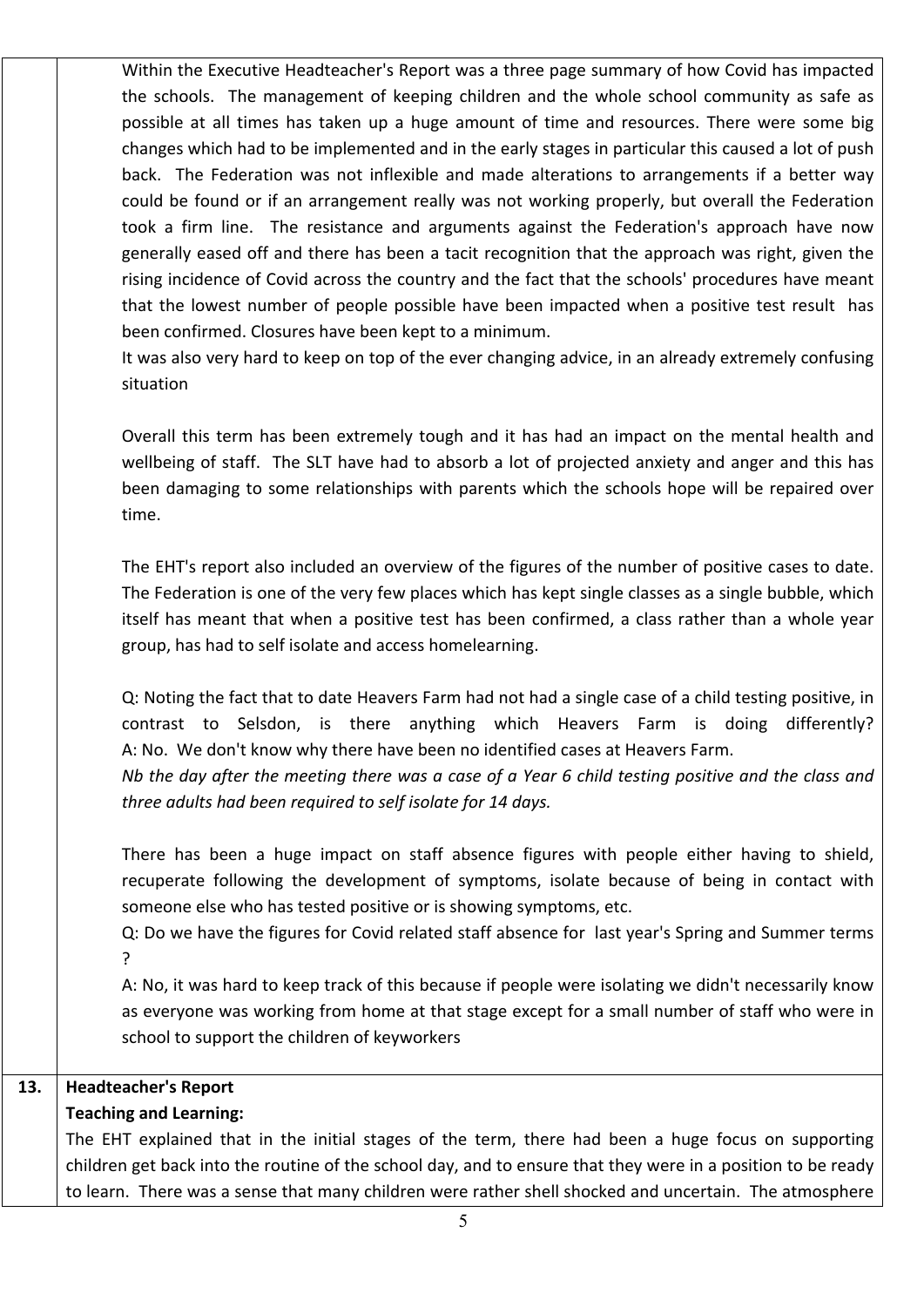Within the Executive Headteacher's Report was a three page summary of how Covid has impacted the schools. The management of keeping children and the whole school community as safe as possible at all times has taken up a huge amount of time and resources. There were some big changes which had to be implemented and in the early stages in particular this caused a lot of push back. The Federation was not inflexible and made alterations to arrangements if a better way could be found or if an arrangement really was not working properly, but overall the Federation took a firm line. The resistance and arguments against the Federation's approach have now generally eased off and there has been a tacit recognition that the approach was right, given the rising incidence of Covid across the country and the fact that the schools' procedures have meant that the lowest number of people possible have been impacted when a positive test result has been confirmed. Closures have been kept to a minimum.
It was also very hard to keep on top of the ever changing advice, in an already extremely confusing situation

Overall this term has been extremely tough and it has had an impact on the mental health and wellbeing of staff. The SLT have had to absorb a lot of projected anxiety and anger and this has been damaging to some relationships with parents which the schools hope will be repaired over time.

The EHT's report also included an overview of the figures of the number of positive cases to date. The Federation is one of the very few places which has kept single classes as a single bubble, which itself has meant that when a positive test has been confirmed, a class rather than a whole year group, has had to self isolate and access homelearning.

Q: Noting the fact that to date Heavers Farm had not had a single case of a child testing positive, in contrast to Selsdon, is there anything which Heavers Farm is doing differently?
A: No. We don't know why there have been no identified cases at Heavers Farm.
*Nb the day after the meeting there was a case of a Year 6 child testing positive and the class and three adults had been required to self isolate for 14 days.*

There has been a huge impact on staff absence figures with people either having to shield, recuperate following the development of symptoms, isolate because of being in contact with someone else who has tested positive or is showing symptoms, etc.
Q: Do we have the figures for Covid related staff absence for last year's Spring and Summer terms ?
A: No, it was hard to keep track of this because if people were isolating we didn't necessarily know as everyone was working from home at that stage except for a small number of staff who were in school to support the children of keyworkers

**13. Headteacher's Report**

**Teaching and Learning:**

The EHT explained that in the initial stages of the term, there had been a huge focus on supporting children get back into the routine of the school day, and to ensure that they were in a position to be ready to learn. There was a sense that many children were rather shell shocked and uncertain. The atmosphere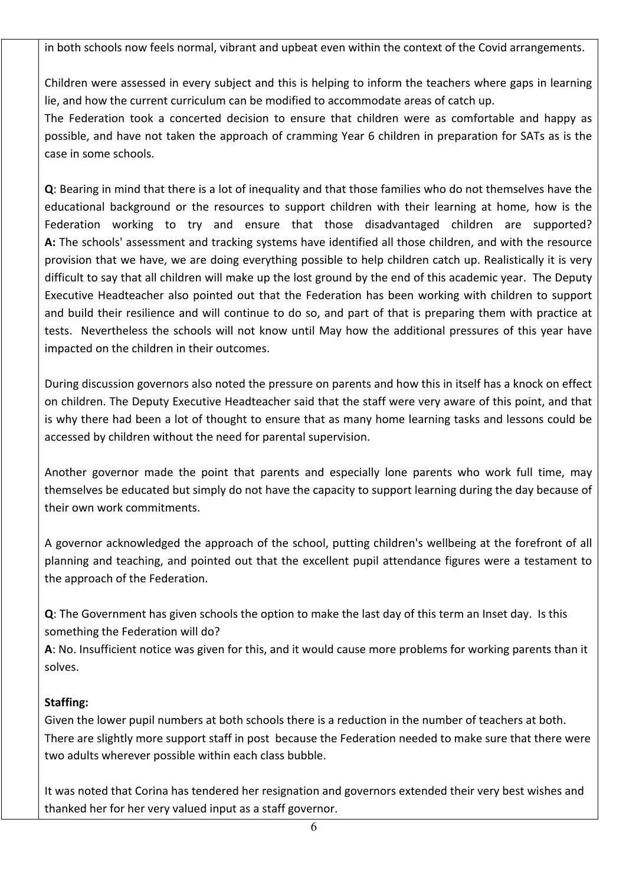in both schools now feels normal, vibrant and upbeat even within the context of the Covid arrangements.

Children were assessed in every subject and this is helping to inform the teachers where gaps in learning lie, and how the current curriculum can be modified to accommodate areas of catch up.
The Federation took a concerted decision to ensure that children were as comfortable and happy as possible, and have not taken the approach of cramming Year 6 children in preparation for SATs as is the case in some schools.

**Q**: Bearing in mind that there is a lot of inequality and that those families who do not themselves have the educational background or the resources to support children with their learning at home, how is the Federation working to try and ensure that those disadvantaged children are supported?
**A:** The schools' assessment and tracking systems have identified all those children, and with the resource provision that we have, we are doing everything possible to help children catch up. Realistically it is very difficult to say that all children will make up the lost ground by the end of this academic year. The Deputy Executive Headteacher also pointed out that the Federation has been working with children to support and build their resilience and will continue to do so, and part of that is preparing them with practice at tests. Nevertheless the schools will not know until May how the additional pressures of this year have impacted on the children in their outcomes.

During discussion governors also noted the pressure on parents and how this in itself has a knock on effect on children. The Deputy Executive Headteacher said that the staff were very aware of this point, and that is why there had been a lot of thought to ensure that as many home learning tasks and lessons could be accessed by children without the need for parental supervision.

Another governor made the point that parents and especially lone parents who work full time, may themselves be educated but simply do not have the capacity to support learning during the day because of their own work commitments.

A governor acknowledged the approach of the school, putting children's wellbeing at the forefront of all planning and teaching, and pointed out that the excellent pupil attendance figures were a testament to the approach of the Federation.

**Q**: The Government has given schools the option to make the last day of this term an Inset day. Is this something the Federation will do?
**A**: No. Insufficient notice was given for this, and it would cause more problems for working parents than it solves.

**Staffing:**
Given the lower pupil numbers at both schools there is a reduction in the number of teachers at both. There are slightly more support staff in post because the Federation needed to make sure that there were two adults wherever possible within each class bubble.

It was noted that Corina has tendered her resignation and governors extended their very best wishes and thanked her for her very valued input as a staff governor.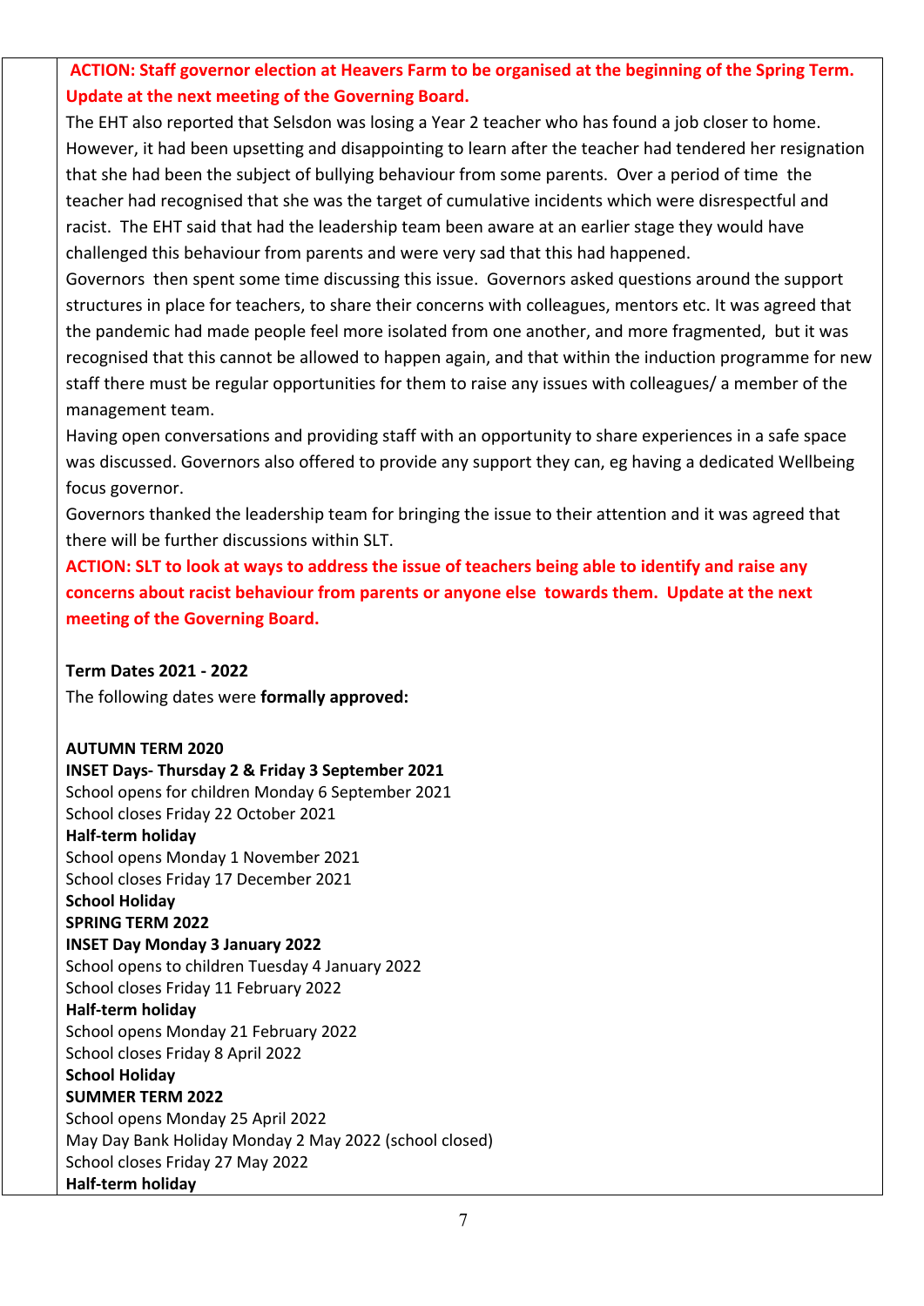**ACTION: Staff governor election at Heavers Farm to be organised at the beginning of the Spring Term. Update at the next meeting of the Governing Board.**

The EHT also reported that Selsdon was losing a Year 2 teacher who has found a job closer to home. However, it had been upsetting and disappointing to learn after the teacher had tendered her resignation that she had been the subject of bullying behaviour from some parents. Over a period of time the teacher had recognised that she was the target of cumulative incidents which were disrespectful and racist. The EHT said that had the leadership team been aware at an earlier stage they would have challenged this behaviour from parents and were very sad that this had happened.

Governors then spent some time discussing this issue. Governors asked questions around the support structures in place for teachers, to share their concerns with colleagues, mentors etc. It was agreed that the pandemic had made people feel more isolated from one another, and more fragmented, but it was recognised that this cannot be allowed to happen again, and that within the induction programme for new staff there must be regular opportunities for them to raise any issues with colleagues/ a member of the management team.

Having open conversations and providing staff with an opportunity to share experiences in a safe space was discussed. Governors also offered to provide any support they can, eg having a dedicated Wellbeing focus governor.

Governors thanked the leadership team for bringing the issue to their attention and it was agreed that there will be further discussions within SLT.

**ACTION: SLT to look at ways to address the issue of teachers being able to identify and raise any concerns about racist behaviour from parents or anyone else towards them. Update at the next meeting of the Governing Board.**

**Term Dates 2021 - 2022**

The following dates were **formally approved:**

**AUTUMN TERM 2020**
**INSET Days- Thursday 2 & Friday 3 September 2021**
School opens for children Monday 6 September 2021
School closes Friday 22 October 2021
**Half-term holiday**
School opens Monday 1 November 2021
School closes Friday 17 December 2021
**School Holiday**
**SPRING TERM 2022**
**INSET Day Monday 3 January 2022**
School opens to children Tuesday 4 January 2022
School closes Friday 11 February 2022
**Half-term holiday**
School opens Monday 21 February 2022
School closes Friday 8 April 2022
**School Holiday**
**SUMMER TERM 2022**
School opens Monday 25 April 2022
May Day Bank Holiday Monday 2 May 2022 (school closed)
School closes Friday 27 May 2022
**Half-term holiday**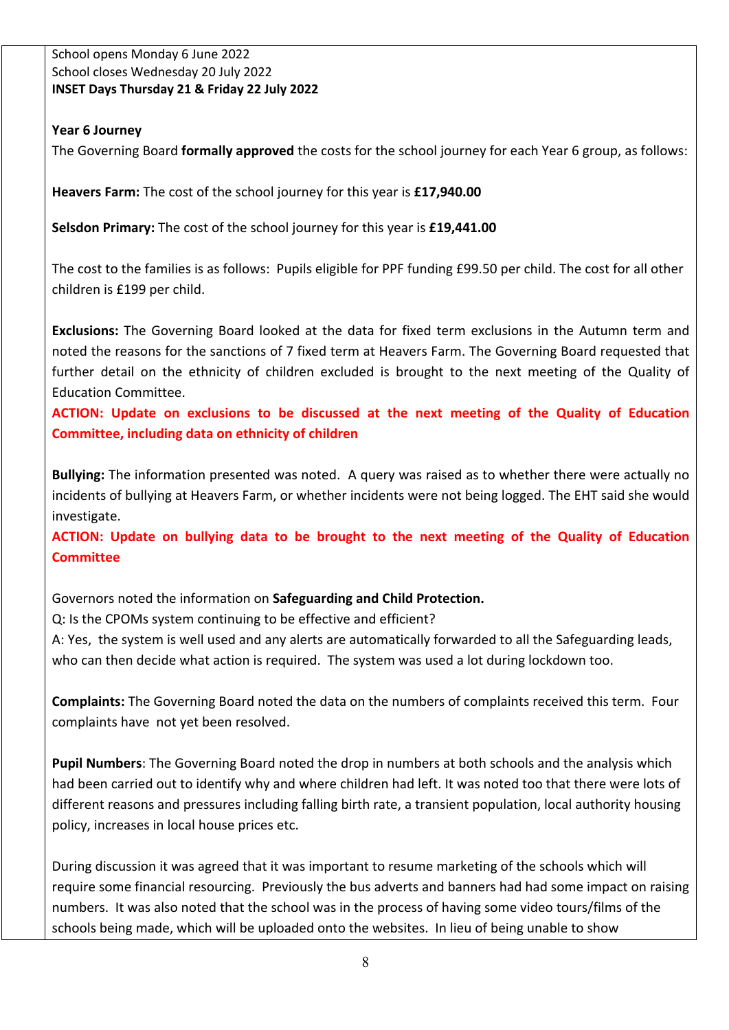School opens Monday 6 June 2022
School closes Wednesday 20 July 2022
**INSET Days Thursday 21 & Friday 22 July 2022**

**Year 6 Journey**
The Governing Board **formally approved** the costs for the school journey for each Year 6 group, as follows:

**Heavers Farm:** The cost of the school journey for this year is **£17,940.00**

**Selsdon Primary:** The cost of the school journey for this year is **£19,441.00**

The cost to the families is as follows: Pupils eligible for PPF funding £99.50 per child. The cost for all other children is £199 per child.

**Exclusions:** The Governing Board looked at the data for fixed term exclusions in the Autumn term and noted the reasons for the sanctions of 7 fixed term at Heavers Farm. The Governing Board requested that further detail on the ethnicity of children excluded is brought to the next meeting of the Quality of Education Committee.
**ACTION: Update on exclusions to be discussed at the next meeting of the Quality of Education Committee, including data on ethnicity of children**

**Bullying:** The information presented was noted. A query was raised as to whether there were actually no incidents of bullying at Heavers Farm, or whether incidents were not being logged. The EHT said she would investigate.
**ACTION: Update on bullying data to be brought to the next meeting of the Quality of Education Committee**

Governors noted the information on **Safeguarding and Child Protection.**
Q: Is the CPOMs system continuing to be effective and efficient?
A: Yes, the system is well used and any alerts are automatically forwarded to all the Safeguarding leads, who can then decide what action is required. The system was used a lot during lockdown too.

**Complaints:** The Governing Board noted the data on the numbers of complaints received this term. Four complaints have not yet been resolved.

**Pupil Numbers**: The Governing Board noted the drop in numbers at both schools and the analysis which had been carried out to identify why and where children had left. It was noted too that there were lots of different reasons and pressures including falling birth rate, a transient population, local authority housing policy, increases in local house prices etc.

During discussion it was agreed that it was important to resume marketing of the schools which will require some financial resourcing. Previously the bus adverts and banners had had some impact on raising numbers. It was also noted that the school was in the process of having some video tours/films of the schools being made, which will be uploaded onto the websites. In lieu of being unable to show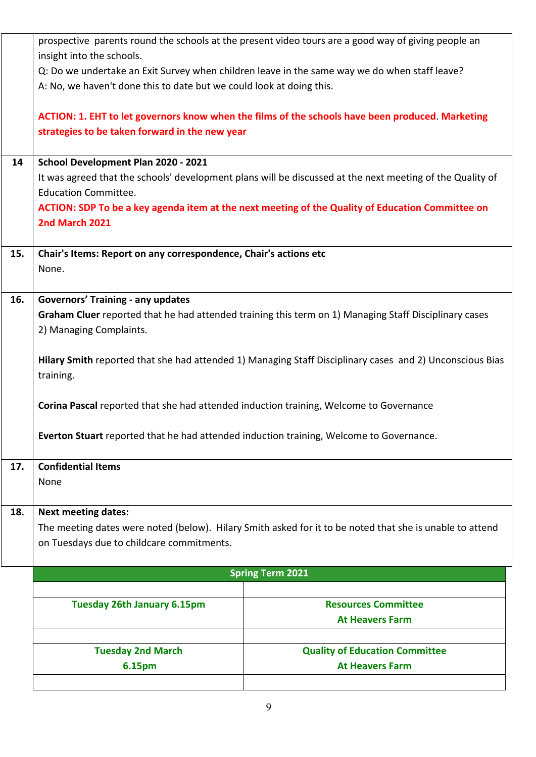| | |
|---|---|
| | prospective parents round the schools at the present video tours are a good way of giving people an insight into the schools.<br>Q: Do we undertake an Exit Survey when children leave in the same way we do when staff leave?<br>A: No, we haven't done this to date but we could look at doing this.<br><br>**ACTION: 1. EHT to let governors know when the films of the schools have been produced. Marketing strategies to be taken forward in the new year** |
| **14** | **School Development Plan 2020 - 2021**<br>It was agreed that the schools' development plans will be discussed at the next meeting of the Quality of Education Committee.<br>**ACTION: SDP To be a key agenda item at the next meeting of the Quality of Education Committee on 2nd March 2021** |
| **15.** | **Chair's Items: Report on any correspondence, Chair's actions etc**<br>None. |
| **16.** | **Governors' Training - any updates**<br>**Graham Cluer** reported that he had attended training this term on 1) Managing Staff Disciplinary cases 2) Managing Complaints.<br><br>**Hilary Smith** reported that she had attended 1) Managing Staff Disciplinary cases and 2) Unconscious Bias training.<br><br>**Corina Pascal** reported that she had attended induction training, Welcome to Governance<br><br>**Everton Stuart** reported that he had attended induction training, Welcome to Governance. |
| **17.** | **Confidential Items**<br>None |
| **18.** | **Next meeting dates:**<br>The meeting dates were noted (below). Hilary Smith asked for it to be noted that she is unable to attend on Tuesdays due to childcare commitments. |

| **Spring Term 2021** | |
|---|---|
| | |
| **Tuesday 26th January 6.15pm** | **Resources Committee**<br>**At Heavers Farm** |
| | |
| **Tuesday 2nd March**<br>**6.15pm** | **Quality of Education Committee**<br>**At Heavers Farm** |
| | |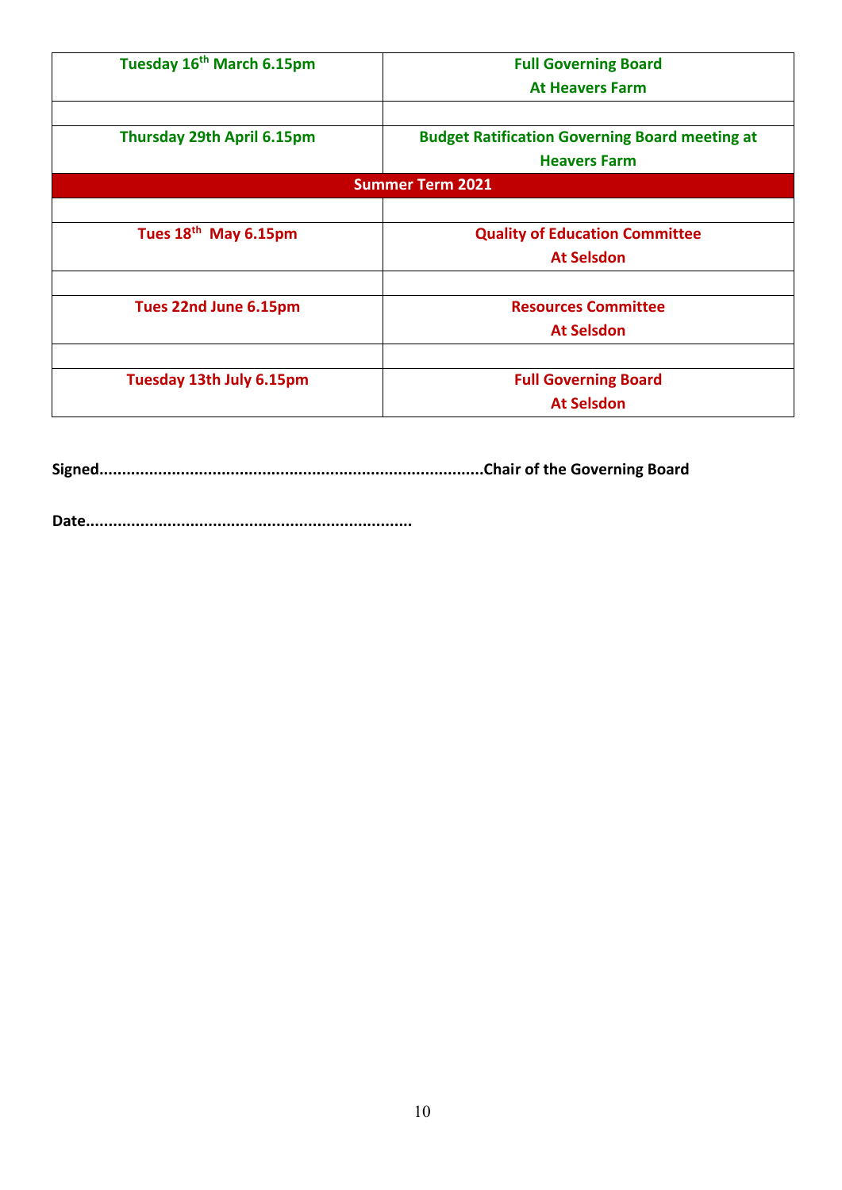| | |
|---|---|
| **Tuesday 16th March 6.15pm** | **Full Governing Board At Heavers Farm** |
| | |
| **Thursday 29th April 6.15pm** | **Budget Ratification Governing Board meeting at Heavers Farm** |
| **Summer Term 2021** | |
| | |
| **Tues 18th May 6.15pm** | **Quality of Education Committee At Selsdon** |
| | |
| **Tues 22nd June 6.15pm** | **Resources Committee At Selsdon** |
| | |
| **Tuesday 13th July 6.15pm** | **Full Governing Board At Selsdon** |

**Signed.................................................................................Chair of the Governing Board**

**Date......................................................................**